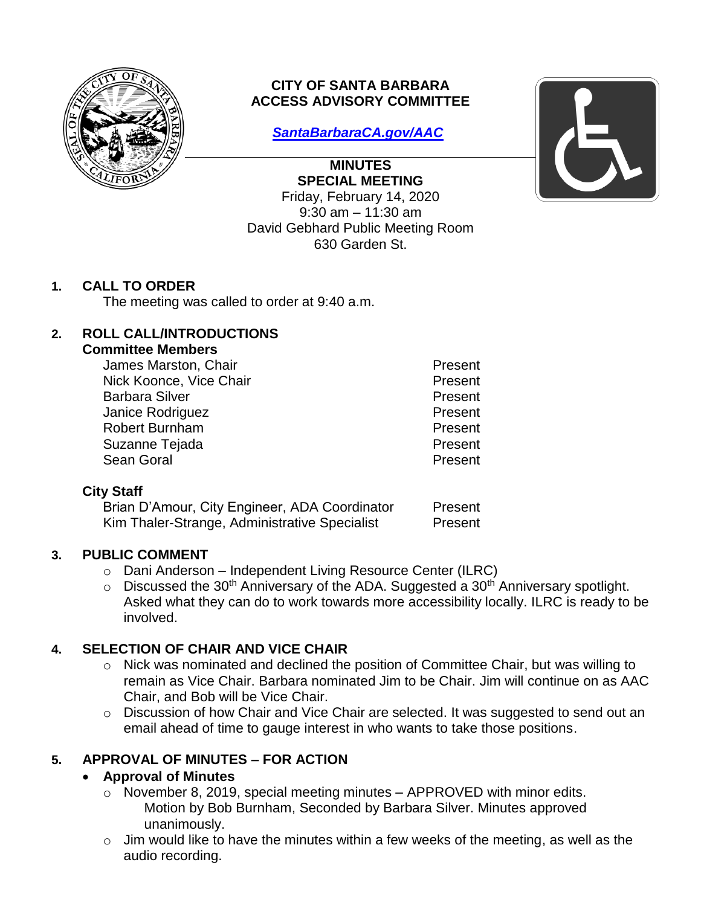# CITY OF SANTA BARBARA
# ACCESS ADVISORY COMMITTEE

[*SantaBarbaraCA.gov/AAC*](https://SantaBarbaraCA.gov/AAC)

## MINUTES
## SPECIAL MEETING

Friday, February 14, 2020
9:30 am – 11:30 am
David Gebhard Public Meeting Room
630 Garden St.

## 1. CALL TO ORDER

The meeting was called to order at 9:40 a.m.

## 2. ROLL CALL/INTRODUCTIONS

### Committee Members

| | |
|---|---|
| James Marston, Chair | Present |
| Nick Koonce, Vice Chair | Present |
| Barbara Silver | Present |
| Janice Rodriguez | Present |
| Robert Burnham | Present |
| Suzanne Tejada | Present |
| Sean Goral | Present |

### City Staff

| | |
|---|---|
| Brian D'Amour, City Engineer, ADA Coordinator | Present |
| Kim Thaler-Strange, Administrative Specialist | Present |

## 3. PUBLIC COMMENT

- Dani Anderson – Independent Living Resource Center (ILRC)
- Discussed the 30th Anniversary of the ADA. Suggested a 30th Anniversary spotlight. Asked what they can do to work towards more accessibility locally. ILRC is ready to be involved.

## 4. SELECTION OF CHAIR AND VICE CHAIR

- Nick was nominated and declined the position of Committee Chair, but was willing to remain as Vice Chair. Barbara nominated Jim to be Chair. Jim will continue on as AAC Chair, and Bob will be Vice Chair.
- Discussion of how Chair and Vice Chair are selected. It was suggested to send out an email ahead of time to gauge interest in who wants to take those positions.

## 5. APPROVAL OF MINUTES – FOR ACTION

- **Approval of Minutes**
  - November 8, 2019, special meeting minutes – APPROVED with minor edits. Motion by Bob Burnham, Seconded by Barbara Silver. Minutes approved unanimously.
  - Jim would like to have the minutes within a few weeks of the meeting, as well as the audio recording.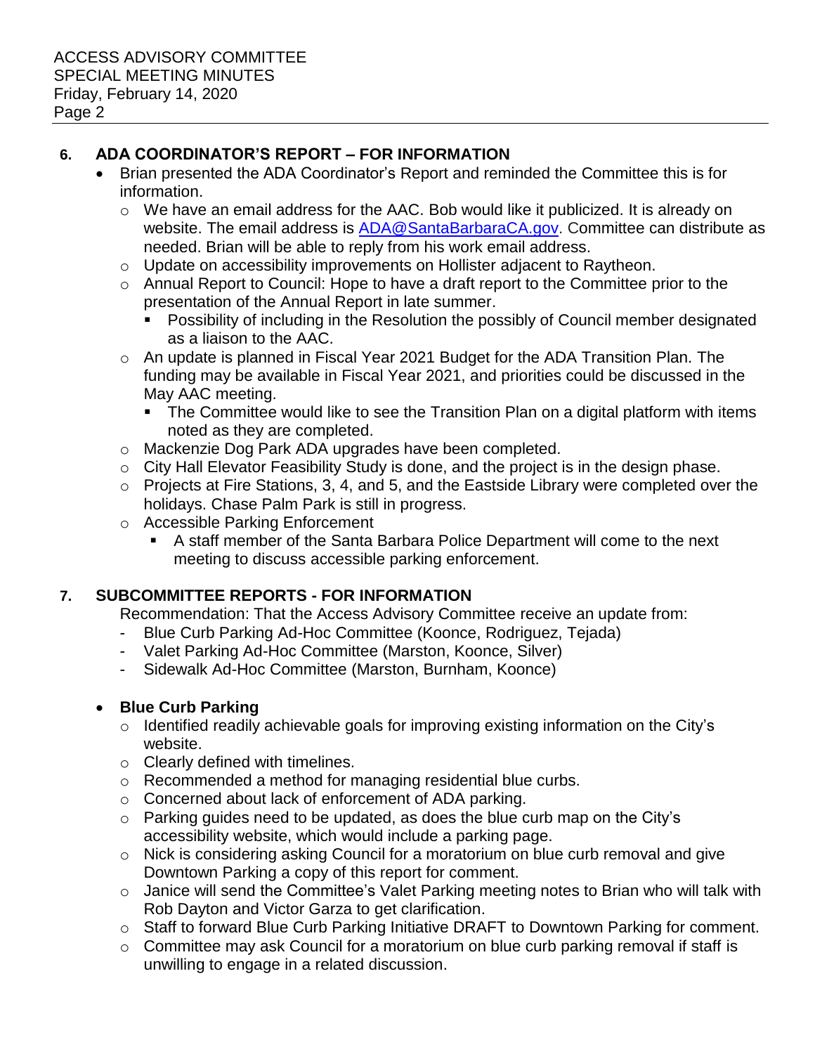## 6. ADA COORDINATOR'S REPORT – FOR INFORMATION

- Brian presented the ADA Coordinator's Report and reminded the Committee this is for information.
  - We have an email address for the AAC. Bob would like it publicized. It is already on website. The email address is ADA@SantaBarbaraCA.gov. Committee can distribute as needed. Brian will be able to reply from his work email address.
  - Update on accessibility improvements on Hollister adjacent to Raytheon.
  - Annual Report to Council: Hope to have a draft report to the Committee prior to the presentation of the Annual Report in late summer.
    - Possibility of including in the Resolution the possibly of Council member designated as a liaison to the AAC.
  - An update is planned in Fiscal Year 2021 Budget for the ADA Transition Plan. The funding may be available in Fiscal Year 2021, and priorities could be discussed in the May AAC meeting.
    - The Committee would like to see the Transition Plan on a digital platform with items noted as they are completed.
  - Mackenzie Dog Park ADA upgrades have been completed.
  - City Hall Elevator Feasibility Study is done, and the project is in the design phase.
  - Projects at Fire Stations, 3, 4, and 5, and the Eastside Library were completed over the holidays. Chase Palm Park is still in progress.
  - Accessible Parking Enforcement
    - A staff member of the Santa Barbara Police Department will come to the next meeting to discuss accessible parking enforcement.

## 7. SUBCOMMITTEE REPORTS - FOR INFORMATION

Recommendation: That the Access Advisory Committee receive an update from:

- Blue Curb Parking Ad-Hoc Committee (Koonce, Rodriguez, Tejada)
- Valet Parking Ad-Hoc Committee (Marston, Koonce, Silver)
- Sidewalk Ad-Hoc Committee (Marston, Burnham, Koonce)

- **Blue Curb Parking**
  - Identified readily achievable goals for improving existing information on the City's website.
  - Clearly defined with timelines.
  - Recommended a method for managing residential blue curbs.
  - Concerned about lack of enforcement of ADA parking.
  - Parking guides need to be updated, as does the blue curb map on the City's accessibility website, which would include a parking page.
  - Nick is considering asking Council for a moratorium on blue curb removal and give Downtown Parking a copy of this report for comment.
  - Janice will send the Committee's Valet Parking meeting notes to Brian who will talk with Rob Dayton and Victor Garza to get clarification.
  - Staff to forward Blue Curb Parking Initiative DRAFT to Downtown Parking for comment.
  - Committee may ask Council for a moratorium on blue curb parking removal if staff is unwilling to engage in a related discussion.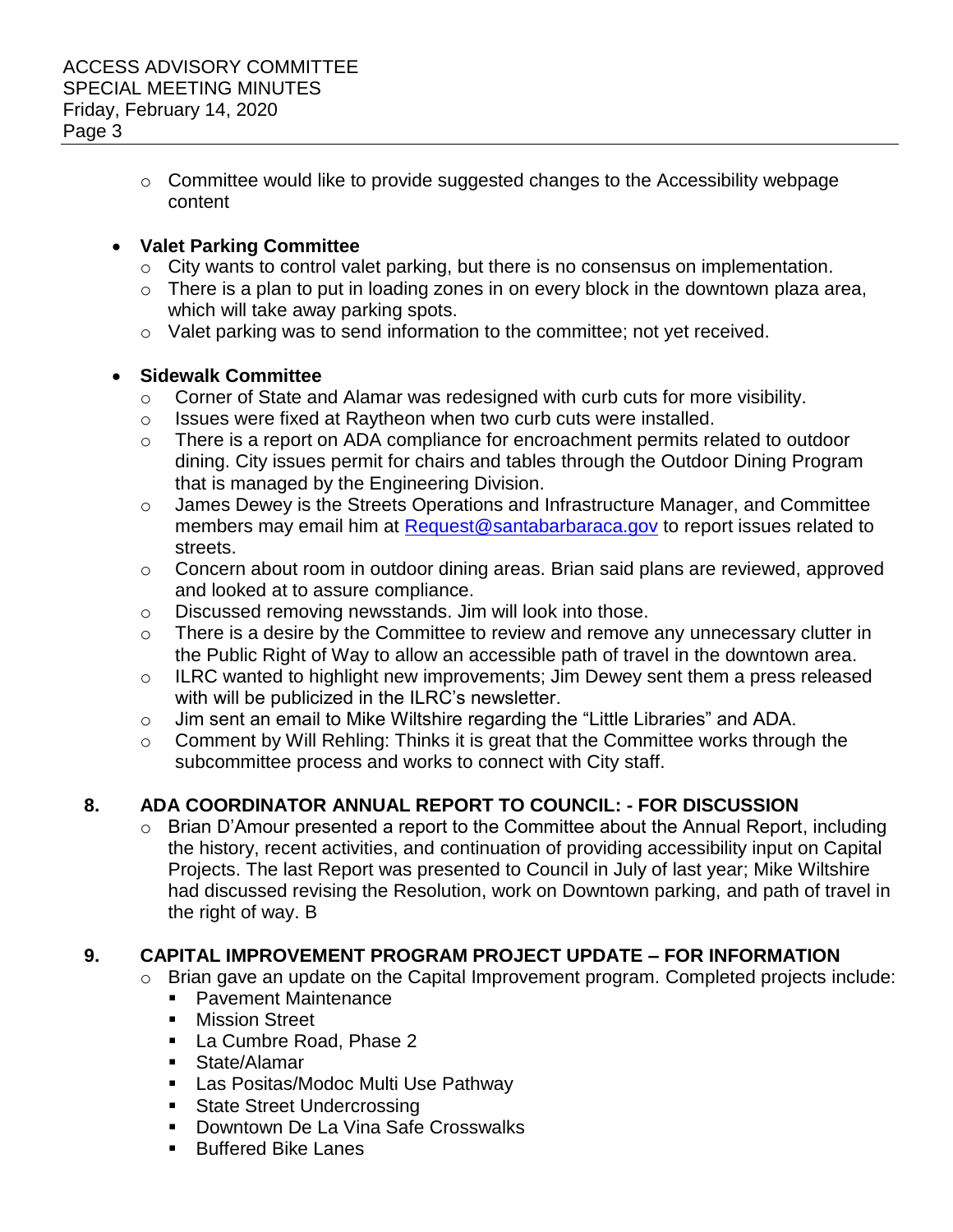- Committee would like to provide suggested changes to the Accessibility webpage content

- **Valet Parking Committee**
  - City wants to control valet parking, but there is no consensus on implementation.
  - There is a plan to put in loading zones in on every block in the downtown plaza area, which will take away parking spots.
  - Valet parking was to send information to the committee; not yet received.

- **Sidewalk Committee**
  - Corner of State and Alamar was redesigned with curb cuts for more visibility.
  - Issues were fixed at Raytheon when two curb cuts were installed.
  - There is a report on ADA compliance for encroachment permits related to outdoor dining. City issues permit for chairs and tables through the Outdoor Dining Program that is managed by the Engineering Division.
  - James Dewey is the Streets Operations and Infrastructure Manager, and Committee members may email him at [Request@santabarbaraca.gov](mailto:Request@santabarbaraca.gov) to report issues related to streets.
  - Concern about room in outdoor dining areas. Brian said plans are reviewed, approved and looked at to assure compliance.
  - Discussed removing newsstands. Jim will look into those.
  - There is a desire by the Committee to review and remove any unnecessary clutter in the Public Right of Way to allow an accessible path of travel in the downtown area.
  - ILRC wanted to highlight new improvements; Jim Dewey sent them a press released with will be publicized in the ILRC's newsletter.
  - Jim sent an email to Mike Wiltshire regarding the "Little Libraries" and ADA.
  - Comment by Will Rehling: Thinks it is great that the Committee works through the subcommittee process and works to connect with City staff.

## 8. ADA COORDINATOR ANNUAL REPORT TO COUNCIL: - FOR DISCUSSION

- Brian D'Amour presented a report to the Committee about the Annual Report, including the history, recent activities, and continuation of providing accessibility input on Capital Projects. The last Report was presented to Council in July of last year; Mike Wiltshire had discussed revising the Resolution, work on Downtown parking, and path of travel in the right of way. B

## 9. CAPITAL IMPROVEMENT PROGRAM PROJECT UPDATE – FOR INFORMATION

- Brian gave an update on the Capital Improvement program. Completed projects include:
  - Pavement Maintenance
  - Mission Street
  - La Cumbre Road, Phase 2
  - State/Alamar
  - Las Positas/Modoc Multi Use Pathway
  - State Street Undercrossing
  - Downtown De La Vina Safe Crosswalks
  - Buffered Bike Lanes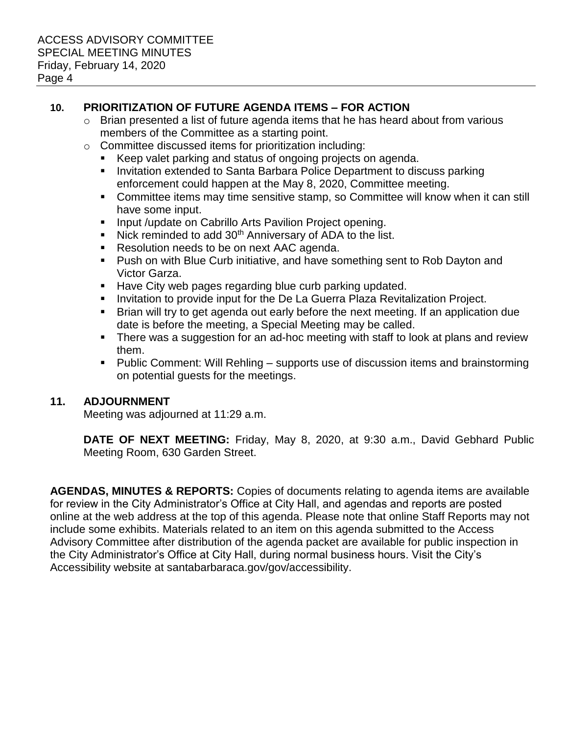## 10. PRIORITIZATION OF FUTURE AGENDA ITEMS – FOR ACTION

- Brian presented a list of future agenda items that he has heard about from various members of the Committee as a starting point.
- Committee discussed items for prioritization including:
  - Keep valet parking and status of ongoing projects on agenda.
  - Invitation extended to Santa Barbara Police Department to discuss parking enforcement could happen at the May 8, 2020, Committee meeting.
  - Committee items may time sensitive stamp, so Committee will know when it can still have some input.
  - Input /update on Cabrillo Arts Pavilion Project opening.
  - Nick reminded to add 30th Anniversary of ADA to the list.
  - Resolution needs to be on next AAC agenda.
  - Push on with Blue Curb initiative, and have something sent to Rob Dayton and Victor Garza.
  - Have City web pages regarding blue curb parking updated.
  - Invitation to provide input for the De La Guerra Plaza Revitalization Project.
  - Brian will try to get agenda out early before the next meeting. If an application due date is before the meeting, a Special Meeting may be called.
  - There was a suggestion for an ad-hoc meeting with staff to look at plans and review them.
  - Public Comment: Will Rehling – supports use of discussion items and brainstorming on potential guests for the meetings.

## 11. ADJOURNMENT

Meeting was adjourned at 11:29 a.m.

**DATE OF NEXT MEETING:** Friday, May 8, 2020, at 9:30 a.m., David Gebhard Public Meeting Room, 630 Garden Street.

**AGENDAS, MINUTES & REPORTS:** Copies of documents relating to agenda items are available for review in the City Administrator's Office at City Hall, and agendas and reports are posted online at the web address at the top of this agenda. Please note that online Staff Reports may not include some exhibits. Materials related to an item on this agenda submitted to the Access Advisory Committee after distribution of the agenda packet are available for public inspection in the City Administrator's Office at City Hall, during normal business hours. Visit the City's Accessibility website at santabarbaraca.gov/gov/accessibility.